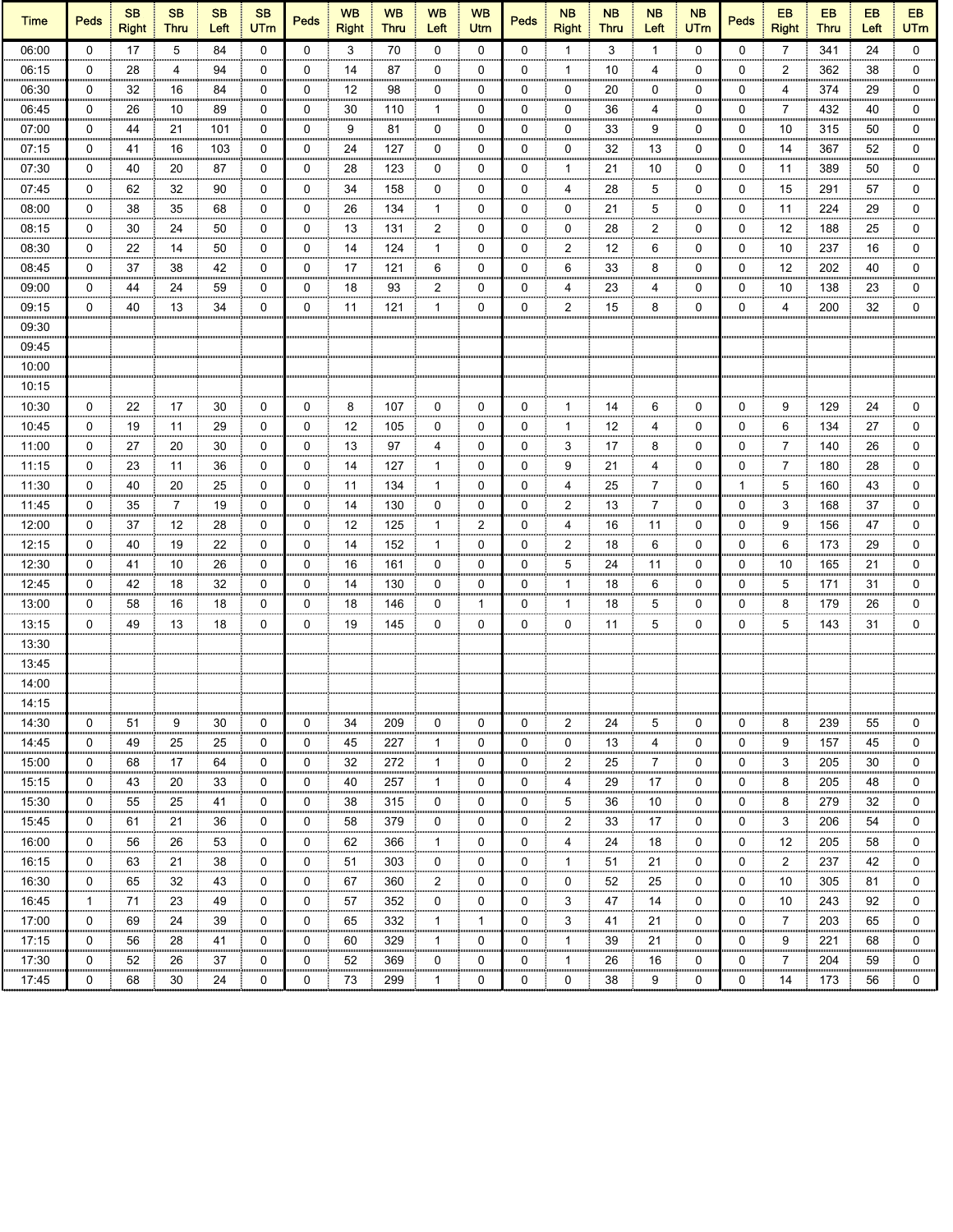| Time | Peds | SB Right | SB Thru | SB Left | SB UTrn | Peds | WB Right | WB Thru | WB Left | WB Utrn | Peds | NB Right | NB Thru | NB Left | NB UTrn | Peds | EB Right | EB Thru | EB Left | EB UTrn |
|---|---|---|---|---|---|---|---|---|---|---|---|---|---|---|---|---|---|---|---|---|
| 06:00 | 0 | 17 | 5 | 84 | 0 | 0 | 3 | 70 | 0 | 0 | 0 | 1 | 3 | 1 | 0 | 0 | 7 | 341 | 24 | 0 |
| 06:15 | 0 | 28 | 4 | 94 | 0 | 0 | 14 | 87 | 0 | 0 | 0 | 1 | 10 | 4 | 0 | 0 | 2 | 362 | 38 | 0 |
| 06:30 | 0 | 32 | 16 | 84 | 0 | 0 | 12 | 98 | 0 | 0 | 0 | 0 | 20 | 0 | 0 | 0 | 4 | 374 | 29 | 0 |
| 06:45 | 0 | 26 | 10 | 89 | 0 | 0 | 30 | 110 | 1 | 0 | 0 | 0 | 36 | 4 | 0 | 0 | 7 | 432 | 40 | 0 |
| 07:00 | 0 | 44 | 21 | 101 | 0 | 0 | 9 | 81 | 0 | 0 | 0 | 0 | 33 | 9 | 0 | 0 | 10 | 315 | 50 | 0 |
| 07:15 | 0 | 41 | 16 | 103 | 0 | 0 | 24 | 127 | 0 | 0 | 0 | 0 | 32 | 13 | 0 | 0 | 14 | 367 | 52 | 0 |
| 07:30 | 0 | 40 | 20 | 87 | 0 | 0 | 28 | 123 | 0 | 0 | 0 | 1 | 21 | 10 | 0 | 0 | 11 | 389 | 50 | 0 |
| 07:45 | 0 | 62 | 32 | 90 | 0 | 0 | 34 | 158 | 0 | 0 | 0 | 4 | 28 | 5 | 0 | 0 | 15 | 291 | 57 | 0 |
| 08:00 | 0 | 38 | 35 | 68 | 0 | 0 | 26 | 134 | 1 | 0 | 0 | 0 | 21 | 5 | 0 | 0 | 11 | 224 | 29 | 0 |
| 08:15 | 0 | 30 | 24 | 50 | 0 | 0 | 13 | 131 | 2 | 0 | 0 | 0 | 28 | 2 | 0 | 0 | 12 | 188 | 25 | 0 |
| 08:30 | 0 | 22 | 14 | 50 | 0 | 0 | 14 | 124 | 1 | 0 | 0 | 2 | 12 | 6 | 0 | 0 | 10 | 237 | 16 | 0 |
| 08:45 | 0 | 37 | 38 | 42 | 0 | 0 | 17 | 121 | 6 | 0 | 0 | 6 | 33 | 8 | 0 | 0 | 12 | 202 | 40 | 0 |
| 09:00 | 0 | 44 | 24 | 59 | 0 | 0 | 18 | 93 | 2 | 0 | 0 | 4 | 23 | 4 | 0 | 0 | 10 | 138 | 23 | 0 |
| 09:15 | 0 | 40 | 13 | 34 | 0 | 0 | 11 | 121 | 1 | 0 | 0 | 2 | 15 | 8 | 0 | 0 | 4 | 200 | 32 | 0 |
| 09:30 | | | | | | | | | | | | | | | | | | | | |
| 09:45 | | | | | | | | | | | | | | | | | | | | |
| 10:00 | | | | | | | | | | | | | | | | | | | | |
| 10:15 | | | | | | | | | | | | | | | | | | | | |
| 10:30 | 0 | 22 | 17 | 30 | 0 | 0 | 8 | 107 | 0 | 0 | 0 | 1 | 14 | 6 | 0 | 0 | 9 | 129 | 24 | 0 |
| 10:45 | 0 | 19 | 11 | 29 | 0 | 0 | 12 | 105 | 0 | 0 | 0 | 1 | 12 | 4 | 0 | 0 | 6 | 134 | 27 | 0 |
| 11:00 | 0 | 27 | 20 | 30 | 0 | 0 | 13 | 97 | 4 | 0 | 0 | 3 | 17 | 8 | 0 | 0 | 7 | 140 | 26 | 0 |
| 11:15 | 0 | 23 | 11 | 36 | 0 | 0 | 14 | 127 | 1 | 0 | 0 | 9 | 21 | 4 | 0 | 0 | 7 | 180 | 28 | 0 |
| 11:30 | 0 | 40 | 20 | 25 | 0 | 0 | 11 | 134 | 1 | 0 | 0 | 4 | 25 | 7 | 0 | 1 | 5 | 160 | 43 | 0 |
| 11:45 | 0 | 35 | 7 | 19 | 0 | 0 | 14 | 130 | 0 | 0 | 0 | 2 | 13 | 7 | 0 | 0 | 3 | 168 | 37 | 0 |
| 12:00 | 0 | 37 | 12 | 28 | 0 | 0 | 12 | 125 | 1 | 2 | 0 | 4 | 16 | 11 | 0 | 0 | 9 | 156 | 47 | 0 |
| 12:15 | 0 | 40 | 19 | 22 | 0 | 0 | 14 | 152 | 1 | 0 | 0 | 2 | 18 | 6 | 0 | 0 | 6 | 173 | 29 | 0 |
| 12:30 | 0 | 41 | 10 | 26 | 0 | 0 | 16 | 161 | 0 | 0 | 0 | 5 | 24 | 11 | 0 | 0 | 10 | 165 | 21 | 0 |
| 12:45 | 0 | 42 | 18 | 32 | 0 | 0 | 14 | 130 | 0 | 0 | 0 | 1 | 18 | 6 | 0 | 0 | 5 | 171 | 31 | 0 |
| 13:00 | 0 | 58 | 16 | 18 | 0 | 0 | 18 | 146 | 0 | 1 | 0 | 1 | 18 | 5 | 0 | 0 | 8 | 179 | 26 | 0 |
| 13:15 | 0 | 49 | 13 | 18 | 0 | 0 | 19 | 145 | 0 | 0 | 0 | 0 | 11 | 5 | 0 | 0 | 5 | 143 | 31 | 0 |
| 13:30 | | | | | | | | | | | | | | | | | | | | |
| 13:45 | | | | | | | | | | | | | | | | | | | | |
| 14:00 | | | | | | | | | | | | | | | | | | | | |
| 14:15 | | | | | | | | | | | | | | | | | | | | |
| 14:30 | 0 | 51 | 9 | 30 | 0 | 0 | 34 | 209 | 0 | 0 | 0 | 2 | 24 | 5 | 0 | 0 | 8 | 239 | 55 | 0 |
| 14:45 | 0 | 49 | 25 | 25 | 0 | 0 | 45 | 227 | 1 | 0 | 0 | 0 | 13 | 4 | 0 | 0 | 9 | 157 | 45 | 0 |
| 15:00 | 0 | 68 | 17 | 64 | 0 | 0 | 32 | 272 | 1 | 0 | 0 | 2 | 25 | 7 | 0 | 0 | 3 | 205 | 30 | 0 |
| 15:15 | 0 | 43 | 20 | 33 | 0 | 0 | 40 | 257 | 1 | 0 | 0 | 4 | 29 | 17 | 0 | 0 | 8 | 205 | 48 | 0 |
| 15:30 | 0 | 55 | 25 | 41 | 0 | 0 | 38 | 315 | 0 | 0 | 0 | 5 | 36 | 10 | 0 | 0 | 8 | 279 | 32 | 0 |
| 15:45 | 0 | 61 | 21 | 36 | 0 | 0 | 58 | 379 | 0 | 0 | 0 | 2 | 33 | 17 | 0 | 0 | 3 | 206 | 54 | 0 |
| 16:00 | 0 | 56 | 26 | 53 | 0 | 0 | 62 | 366 | 1 | 0 | 0 | 4 | 24 | 18 | 0 | 0 | 12 | 205 | 58 | 0 |
| 16:15 | 0 | 63 | 21 | 38 | 0 | 0 | 51 | 303 | 0 | 0 | 0 | 1 | 51 | 21 | 0 | 0 | 2 | 237 | 42 | 0 |
| 16:30 | 0 | 65 | 32 | 43 | 0 | 0 | 67 | 360 | 2 | 0 | 0 | 0 | 52 | 25 | 0 | 0 | 10 | 305 | 81 | 0 |
| 16:45 | 1 | 71 | 23 | 49 | 0 | 0 | 57 | 352 | 0 | 0 | 0 | 3 | 47 | 14 | 0 | 0 | 10 | 243 | 92 | 0 |
| 17:00 | 0 | 69 | 24 | 39 | 0 | 0 | 65 | 332 | 1 | 1 | 0 | 3 | 41 | 21 | 0 | 0 | 7 | 203 | 65 | 0 |
| 17:15 | 0 | 56 | 28 | 41 | 0 | 0 | 60 | 329 | 1 | 0 | 0 | 1 | 39 | 21 | 0 | 0 | 9 | 221 | 68 | 0 |
| 17:30 | 0 | 52 | 26 | 37 | 0 | 0 | 52 | 369 | 0 | 0 | 0 | 1 | 26 | 16 | 0 | 0 | 7 | 204 | 59 | 0 |
| 17:45 | 0 | 68 | 30 | 24 | 0 | 0 | 73 | 299 | 1 | 0 | 0 | 0 | 38 | 9 | 0 | 0 | 14 | 173 | 56 | 0 |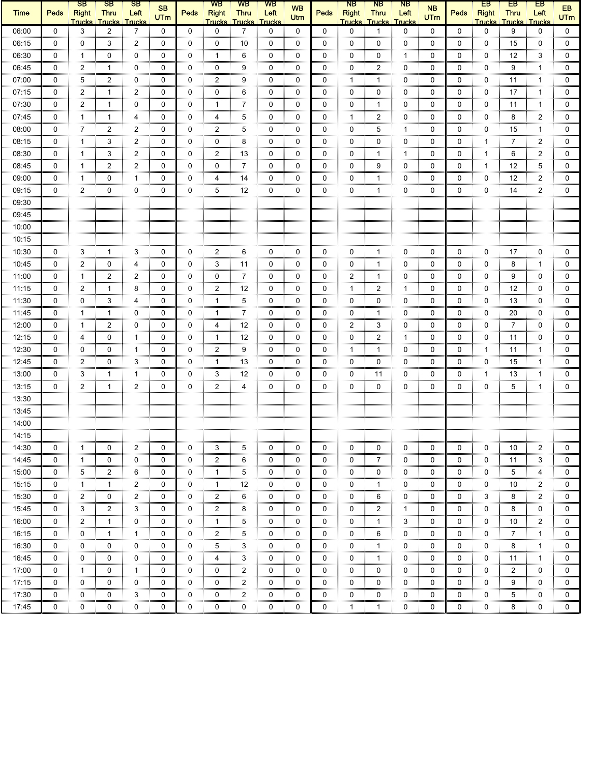| Time | Peds | SB Right Trucks | SB Thru Trucks | SB Left Trucks | SB UTrn | Peds | WB Right Trucks | WB Thru Trucks | WB Left Trucks | WB Utrn | Peds | NB Right Trucks | NB Thru Trucks | NB Left Trucks | NB UTrn | Peds | EB Right Trucks | EB Thru Trucks | EB Left Trucks | EB UTrn |
|---|---|---|---|---|---|---|---|---|---|---|---|---|---|---|---|---|---|---|---|---|
| 06:00 | 0 | 3 | 2 | 7 | 0 | 0 | 0 | 7 | 0 | 0 | 0 | 0 | 1 | 0 | 0 | 0 | 0 | 9 | 0 | 0 |
| 06:15 | 0 | 0 | 3 | 2 | 0 | 0 | 0 | 10 | 0 | 0 | 0 | 0 | 0 | 0 | 0 | 0 | 0 | 15 | 0 | 0 |
| 06:30 | 0 | 1 | 0 | 0 | 0 | 0 | 1 | 6 | 0 | 0 | 0 | 0 | 0 | 1 | 0 | 0 | 0 | 12 | 3 | 0 |
| 06:45 | 0 | 2 | 1 | 0 | 0 | 0 | 0 | 9 | 0 | 0 | 0 | 0 | 2 | 0 | 0 | 0 | 0 | 9 | 1 | 0 |
| 07:00 | 0 | 5 | 2 | 0 | 0 | 0 | 2 | 9 | 0 | 0 | 0 | 1 | 1 | 0 | 0 | 0 | 0 | 11 | 1 | 0 |
| 07:15 | 0 | 2 | 1 | 2 | 0 | 0 | 0 | 6 | 0 | 0 | 0 | 0 | 0 | 0 | 0 | 0 | 0 | 17 | 1 | 0 |
| 07:30 | 0 | 2 | 1 | 0 | 0 | 0 | 1 | 7 | 0 | 0 | 0 | 0 | 1 | 0 | 0 | 0 | 0 | 11 | 1 | 0 |
| 07:45 | 0 | 1 | 1 | 4 | 0 | 0 | 4 | 5 | 0 | 0 | 0 | 1 | 2 | 0 | 0 | 0 | 0 | 8 | 2 | 0 |
| 08:00 | 0 | 7 | 2 | 2 | 0 | 0 | 2 | 5 | 0 | 0 | 0 | 0 | 5 | 1 | 0 | 0 | 0 | 15 | 1 | 0 |
| 08:15 | 0 | 1 | 3 | 2 | 0 | 0 | 0 | 8 | 0 | 0 | 0 | 0 | 0 | 0 | 0 | 0 | 1 | 7 | 2 | 0 |
| 08:30 | 0 | 1 | 3 | 2 | 0 | 0 | 2 | 13 | 0 | 0 | 0 | 0 | 1 | 1 | 0 | 0 | 1 | 6 | 2 | 0 |
| 08:45 | 0 | 1 | 2 | 2 | 0 | 0 | 0 | 7 | 0 | 0 | 0 | 0 | 9 | 0 | 0 | 0 | 1 | 12 | 5 | 0 |
| 09:00 | 0 | 1 | 0 | 1 | 0 | 0 | 4 | 14 | 0 | 0 | 0 | 0 | 1 | 0 | 0 | 0 | 0 | 12 | 2 | 0 |
| 09:15 | 0 | 2 | 0 | 0 | 0 | 0 | 5 | 12 | 0 | 0 | 0 | 0 | 1 | 0 | 0 | 0 | 0 | 14 | 2 | 0 |
| 09:30 | | | | | | | | | | | | | | | | | | | | |
| 09:45 | | | | | | | | | | | | | | | | | | | | |
| 10:00 | | | | | | | | | | | | | | | | | | | | |
| 10:15 | | | | | | | | | | | | | | | | | | | | |
| 10:30 | 0 | 3 | 1 | 3 | 0 | 0 | 2 | 6 | 0 | 0 | 0 | 0 | 1 | 0 | 0 | 0 | 0 | 17 | 0 | 0 |
| 10:45 | 0 | 2 | 0 | 4 | 0 | 0 | 3 | 11 | 0 | 0 | 0 | 0 | 1 | 0 | 0 | 0 | 0 | 8 | 1 | 0 |
| 11:00 | 0 | 1 | 2 | 2 | 0 | 0 | 0 | 7 | 0 | 0 | 0 | 2 | 1 | 0 | 0 | 0 | 0 | 9 | 0 | 0 |
| 11:15 | 0 | 2 | 1 | 8 | 0 | 0 | 2 | 12 | 0 | 0 | 0 | 1 | 2 | 1 | 0 | 0 | 0 | 12 | 0 | 0 |
| 11:30 | 0 | 0 | 3 | 4 | 0 | 0 | 1 | 5 | 0 | 0 | 0 | 0 | 0 | 0 | 0 | 0 | 0 | 13 | 0 | 0 |
| 11:45 | 0 | 1 | 1 | 0 | 0 | 0 | 1 | 7 | 0 | 0 | 0 | 0 | 1 | 0 | 0 | 0 | 0 | 20 | 0 | 0 |
| 12:00 | 0 | 1 | 2 | 0 | 0 | 0 | 4 | 12 | 0 | 0 | 0 | 2 | 3 | 0 | 0 | 0 | 0 | 7 | 0 | 0 |
| 12:15 | 0 | 4 | 0 | 1 | 0 | 0 | 1 | 12 | 0 | 0 | 0 | 0 | 2 | 1 | 0 | 0 | 0 | 11 | 0 | 0 |
| 12:30 | 0 | 0 | 0 | 1 | 0 | 0 | 2 | 9 | 0 | 0 | 0 | 1 | 1 | 0 | 0 | 0 | 1 | 11 | 1 | 0 |
| 12:45 | 0 | 2 | 0 | 3 | 0 | 0 | 1 | 13 | 0 | 0 | 0 | 0 | 0 | 0 | 0 | 0 | 0 | 15 | 1 | 0 |
| 13:00 | 0 | 3 | 1 | 1 | 0 | 0 | 3 | 12 | 0 | 0 | 0 | 0 | 11 | 0 | 0 | 0 | 1 | 13 | 1 | 0 |
| 13:15 | 0 | 2 | 1 | 2 | 0 | 0 | 2 | 4 | 0 | 0 | 0 | 0 | 0 | 0 | 0 | 0 | 0 | 5 | 1 | 0 |
| 13:30 | | | | | | | | | | | | | | | | | | | | |
| 13:45 | | | | | | | | | | | | | | | | | | | | |
| 14:00 | | | | | | | | | | | | | | | | | | | | |
| 14:15 | | | | | | | | | | | | | | | | | | | | |
| 14:30 | 0 | 1 | 0 | 2 | 0 | 0 | 3 | 5 | 0 | 0 | 0 | 0 | 0 | 0 | 0 | 0 | 0 | 10 | 2 | 0 |
| 14:45 | 0 | 1 | 0 | 0 | 0 | 0 | 2 | 6 | 0 | 0 | 0 | 0 | 7 | 0 | 0 | 0 | 0 | 11 | 3 | 0 |
| 15:00 | 0 | 5 | 2 | 6 | 0 | 0 | 1 | 5 | 0 | 0 | 0 | 0 | 0 | 0 | 0 | 0 | 0 | 5 | 4 | 0 |
| 15:15 | 0 | 1 | 1 | 2 | 0 | 0 | 1 | 12 | 0 | 0 | 0 | 0 | 1 | 0 | 0 | 0 | 0 | 10 | 2 | 0 |
| 15:30 | 0 | 2 | 0 | 2 | 0 | 0 | 2 | 6 | 0 | 0 | 0 | 0 | 6 | 0 | 0 | 0 | 3 | 8 | 2 | 0 |
| 15:45 | 0 | 3 | 2 | 3 | 0 | 0 | 2 | 8 | 0 | 0 | 0 | 0 | 2 | 1 | 0 | 0 | 0 | 8 | 0 | 0 |
| 16:00 | 0 | 2 | 1 | 0 | 0 | 0 | 1 | 5 | 0 | 0 | 0 | 0 | 1 | 3 | 0 | 0 | 0 | 10 | 2 | 0 |
| 16:15 | 0 | 0 | 1 | 1 | 0 | 0 | 2 | 5 | 0 | 0 | 0 | 0 | 6 | 0 | 0 | 0 | 0 | 7 | 1 | 0 |
| 16:30 | 0 | 0 | 0 | 0 | 0 | 0 | 5 | 3 | 0 | 0 | 0 | 0 | 1 | 0 | 0 | 0 | 0 | 8 | 1 | 0 |
| 16:45 | 0 | 0 | 0 | 0 | 0 | 0 | 4 | 3 | 0 | 0 | 0 | 0 | 1 | 0 | 0 | 0 | 0 | 11 | 1 | 0 |
| 17:00 | 0 | 1 | 0 | 1 | 0 | 0 | 0 | 2 | 0 | 0 | 0 | 0 | 0 | 0 | 0 | 0 | 0 | 2 | 0 | 0 |
| 17:15 | 0 | 0 | 0 | 0 | 0 | 0 | 0 | 2 | 0 | 0 | 0 | 0 | 0 | 0 | 0 | 0 | 0 | 9 | 0 | 0 |
| 17:30 | 0 | 0 | 0 | 3 | 0 | 0 | 0 | 2 | 0 | 0 | 0 | 0 | 0 | 0 | 0 | 0 | 0 | 5 | 0 | 0 |
| 17:45 | 0 | 0 | 0 | 0 | 0 | 0 | 0 | 0 | 0 | 0 | 0 | 1 | 1 | 0 | 0 | 0 | 0 | 8 | 0 | 0 |